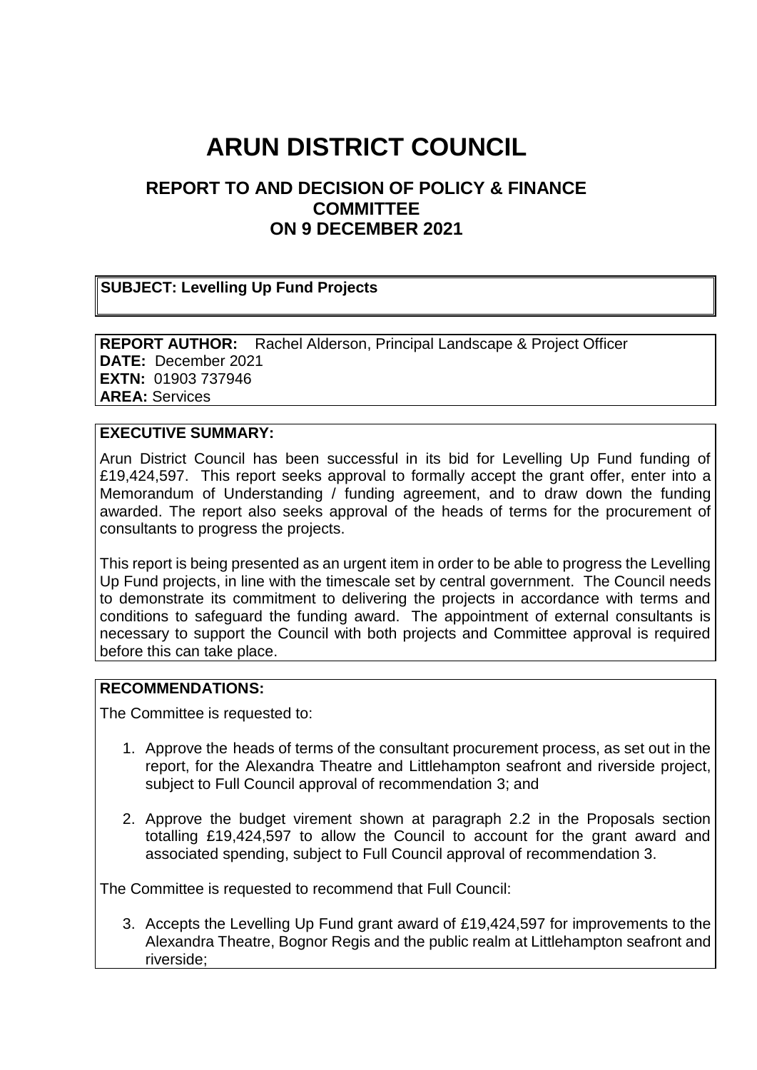# ARUN DISTRICT COUNCIL

## REPORT TO AND DECISION OF POLICY & FINANCE COMMITTEE ON 9 DECEMBER 2021

**SUBJECT: Levelling Up Fund Projects**

**REPORT AUTHOR:** Rachel Alderson, Principal Landscape & Project Officer
**DATE:** December 2021
**EXTN:** 01903 737946
**AREA:** Services

**EXECUTIVE SUMMARY:**

Arun District Council has been successful in its bid for Levelling Up Fund funding of £19,424,597. This report seeks approval to formally accept the grant offer, enter into a Memorandum of Understanding / funding agreement, and to draw down the funding awarded. The report also seeks approval of the heads of terms for the procurement of consultants to progress the projects.

This report is being presented as an urgent item in order to be able to progress the Levelling Up Fund projects, in line with the timescale set by central government. The Council needs to demonstrate its commitment to delivering the projects in accordance with terms and conditions to safeguard the funding award. The appointment of external consultants is necessary to support the Council with both projects and Committee approval is required before this can take place.

**RECOMMENDATIONS:**

The Committee is requested to:

1. Approve the heads of terms of the consultant procurement process, as set out in the report, for the Alexandra Theatre and Littlehampton seafront and riverside project, subject to Full Council approval of recommendation 3; and

2. Approve the budget virement shown at paragraph 2.2 in the Proposals section totalling £19,424,597 to allow the Council to account for the grant award and associated spending, subject to Full Council approval of recommendation 3.

The Committee is requested to recommend that Full Council:

3. Accepts the Levelling Up Fund grant award of £19,424,597 for improvements to the Alexandra Theatre, Bognor Regis and the public realm at Littlehampton seafront and riverside;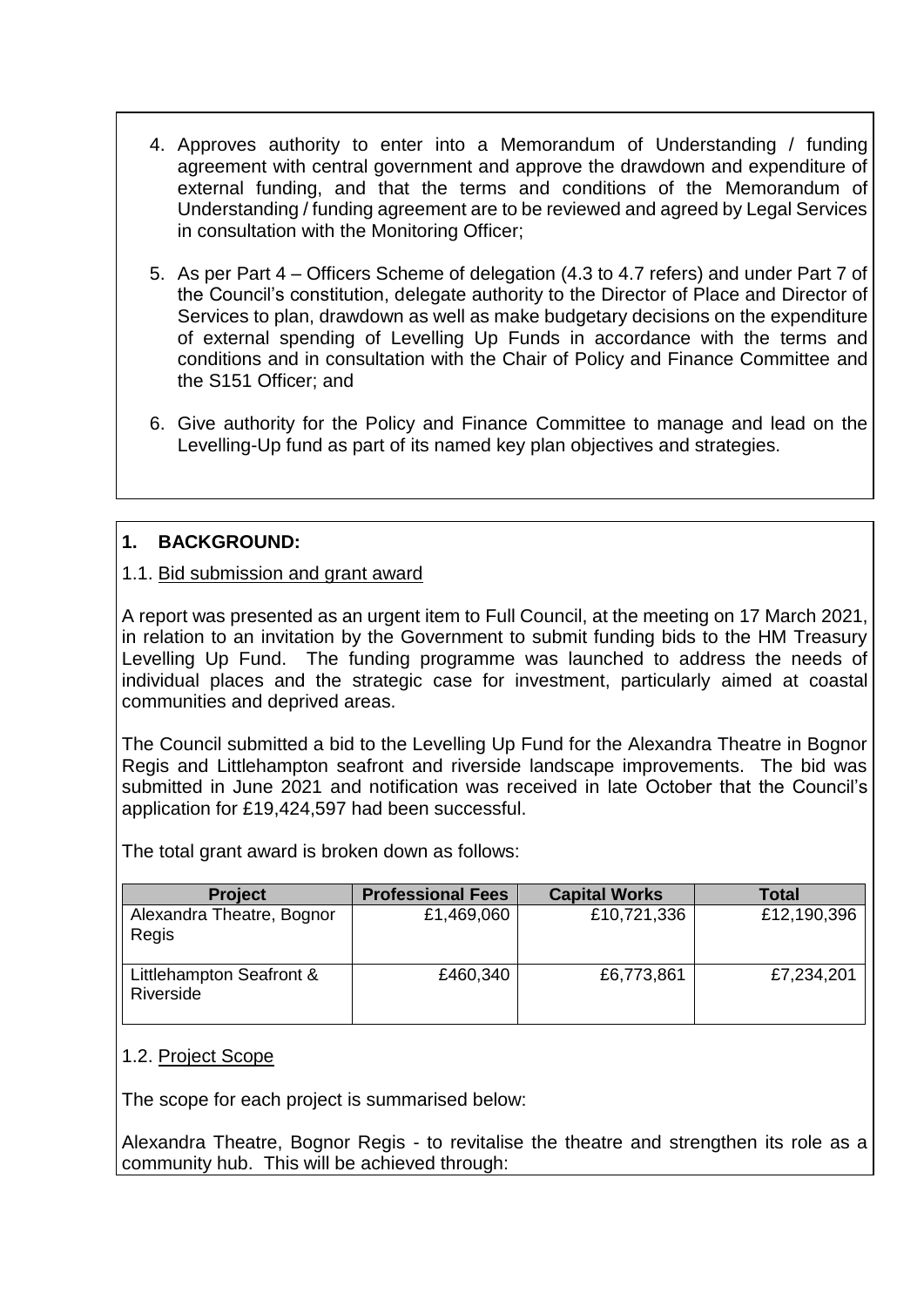4. Approves authority to enter into a Memorandum of Understanding / funding agreement with central government and approve the drawdown and expenditure of external funding, and that the terms and conditions of the Memorandum of Understanding / funding agreement are to be reviewed and agreed by Legal Services in consultation with the Monitoring Officer;

5. As per Part 4 – Officers Scheme of delegation (4.3 to 4.7 refers) and under Part 7 of the Council's constitution, delegate authority to the Director of Place and Director of Services to plan, drawdown as well as make budgetary decisions on the expenditure of external spending of Levelling Up Funds in accordance with the terms and conditions and in consultation with the Chair of Policy and Finance Committee and the S151 Officer; and

6. Give authority for the Policy and Finance Committee to manage and lead on the Levelling-Up fund as part of its named key plan objectives and strategies.

## 1. BACKGROUND:

1.1. Bid submission and grant award

A report was presented as an urgent item to Full Council, at the meeting on 17 March 2021, in relation to an invitation by the Government to submit funding bids to the HM Treasury Levelling Up Fund. The funding programme was launched to address the needs of individual places and the strategic case for investment, particularly aimed at coastal communities and deprived areas.

The Council submitted a bid to the Levelling Up Fund for the Alexandra Theatre in Bognor Regis and Littlehampton seafront and riverside landscape improvements. The bid was submitted in June 2021 and notification was received in late October that the Council's application for £19,424,597 had been successful.

The total grant award is broken down as follows:

| Project | Professional Fees | Capital Works | Total |
|---|---|---|---|
| Alexandra Theatre, Bognor Regis | £1,469,060 | £10,721,336 | £12,190,396 |
| Littlehampton Seafront & Riverside | £460,340 | £6,773,861 | £7,234,201 |

1.2. Project Scope

The scope for each project is summarised below:

Alexandra Theatre, Bognor Regis - to revitalise the theatre and strengthen its role as a community hub. This will be achieved through: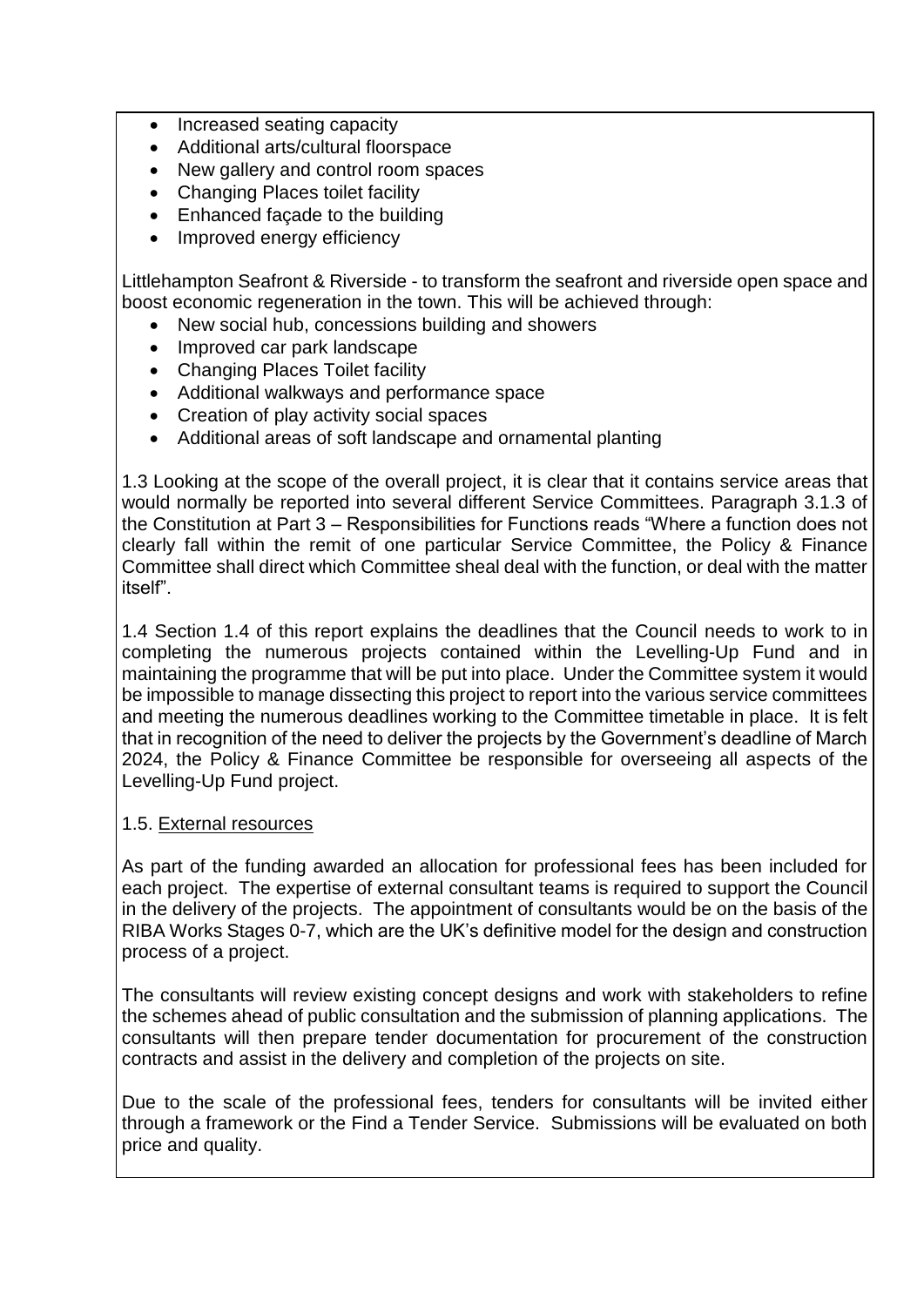- Increased seating capacity
- Additional arts/cultural floorspace
- New gallery and control room spaces
- Changing Places toilet facility
- Enhanced façade to the building
- Improved energy efficiency

Littlehampton Seafront & Riverside - to transform the seafront and riverside open space and boost economic regeneration in the town. This will be achieved through:

- New social hub, concessions building and showers
- Improved car park landscape
- Changing Places Toilet facility
- Additional walkways and performance space
- Creation of play activity social spaces
- Additional areas of soft landscape and ornamental planting

1.3 Looking at the scope of the overall project, it is clear that it contains service areas that would normally be reported into several different Service Committees. Paragraph 3.1.3 of the Constitution at Part 3 – Responsibilities for Functions reads "Where a function does not clearly fall within the remit of one particular Service Committee, the Policy & Finance Committee shall direct which Committee sheal deal with the function, or deal with the matter itself".

1.4 Section 1.4 of this report explains the deadlines that the Council needs to work to in completing the numerous projects contained within the Levelling-Up Fund and in maintaining the programme that will be put into place. Under the Committee system it would be impossible to manage dissecting this project to report into the various service committees and meeting the numerous deadlines working to the Committee timetable in place. It is felt that in recognition of the need to deliver the projects by the Government's deadline of March 2024, the Policy & Finance Committee be responsible for overseeing all aspects of the Levelling-Up Fund project.

1.5. External resources

As part of the funding awarded an allocation for professional fees has been included for each project. The expertise of external consultant teams is required to support the Council in the delivery of the projects. The appointment of consultants would be on the basis of the RIBA Works Stages 0-7, which are the UK's definitive model for the design and construction process of a project.

The consultants will review existing concept designs and work with stakeholders to refine the schemes ahead of public consultation and the submission of planning applications. The consultants will then prepare tender documentation for procurement of the construction contracts and assist in the delivery and completion of the projects on site.

Due to the scale of the professional fees, tenders for consultants will be invited either through a framework or the Find a Tender Service. Submissions will be evaluated on both price and quality.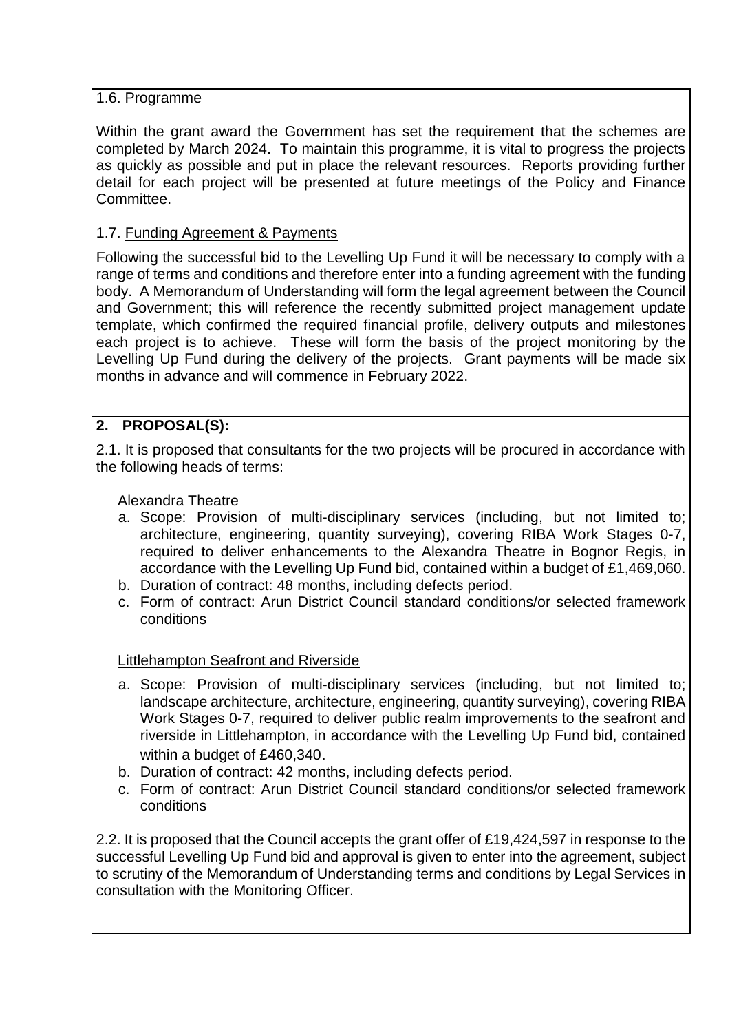1.6. Programme

Within the grant award the Government has set the requirement that the schemes are completed by March 2024. To maintain this programme, it is vital to progress the projects as quickly as possible and put in place the relevant resources. Reports providing further detail for each project will be presented at future meetings of the Policy and Finance Committee.

1.7. Funding Agreement & Payments

Following the successful bid to the Levelling Up Fund it will be necessary to comply with a range of terms and conditions and therefore enter into a funding agreement with the funding body. A Memorandum of Understanding will form the legal agreement between the Council and Government; this will reference the recently submitted project management update template, which confirmed the required financial profile, delivery outputs and milestones each project is to achieve. These will form the basis of the project monitoring by the Levelling Up Fund during the delivery of the projects. Grant payments will be made six months in advance and will commence in February 2022.

## 2. PROPOSAL(S):

2.1. It is proposed that consultants for the two projects will be procured in accordance with the following heads of terms:

Alexandra Theatre

a. Scope: Provision of multi-disciplinary services (including, but not limited to; architecture, engineering, quantity surveying), covering RIBA Work Stages 0-7, required to deliver enhancements to the Alexandra Theatre in Bognor Regis, in accordance with the Levelling Up Fund bid, contained within a budget of £1,469,060.
b. Duration of contract: 48 months, including defects period.
c. Form of contract: Arun District Council standard conditions/or selected framework conditions

Littlehampton Seafront and Riverside

a. Scope: Provision of multi-disciplinary services (including, but not limited to; landscape architecture, architecture, engineering, quantity surveying), covering RIBA Work Stages 0-7, required to deliver public realm improvements to the seafront and riverside in Littlehampton, in accordance with the Levelling Up Fund bid, contained within a budget of £460,340.
b. Duration of contract: 42 months, including defects period.
c. Form of contract: Arun District Council standard conditions/or selected framework conditions

2.2. It is proposed that the Council accepts the grant offer of £19,424,597 in response to the successful Levelling Up Fund bid and approval is given to enter into the agreement, subject to scrutiny of the Memorandum of Understanding terms and conditions by Legal Services in consultation with the Monitoring Officer.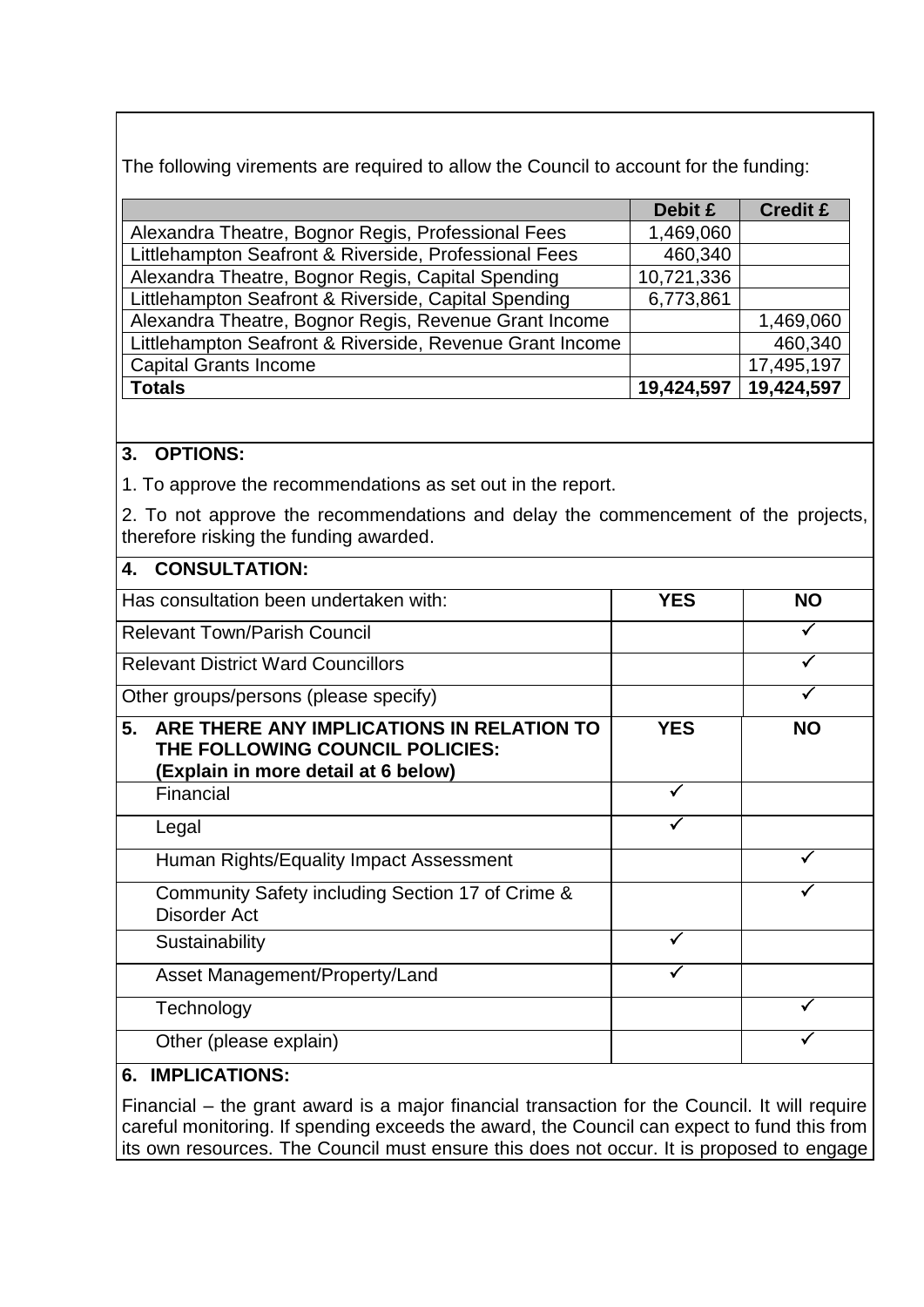The following virements are required to allow the Council to account for the funding:

| | Debit £ | Credit £ |
|---|---|---|
| Alexandra Theatre, Bognor Regis, Professional Fees | 1,469,060 | |
| Littlehampton Seafront & Riverside, Professional Fees | 460,340 | |
| Alexandra Theatre, Bognor Regis, Capital Spending | 10,721,336 | |
| Littlehampton Seafront & Riverside, Capital Spending | 6,773,861 | |
| Alexandra Theatre, Bognor Regis, Revenue Grant Income | | 1,469,060 |
| Littlehampton Seafront & Riverside, Revenue Grant Income | | 460,340 |
| Capital Grants Income | | 17,495,197 |
| **Totals** | **19,424,597** | **19,424,597** |

## 3. OPTIONS:

1. To approve the recommendations as set out in the report.

2. To not approve the recommendations and delay the commencement of the projects, therefore risking the funding awarded.

## 4. CONSULTATION:

| Has consultation been undertaken with: | YES | NO |
|---|---|---|
| Relevant Town/Parish Council | | ✓ |
| Relevant District Ward Councillors | | ✓ |
| Other groups/persons (please specify) | | ✓ |

| 5. ARE THERE ANY IMPLICATIONS IN RELATION TO THE FOLLOWING COUNCIL POLICIES: (Explain in more detail at 6 below) | YES | NO |
|---|---|---|
| Financial | ✓ | |
| Legal | ✓ | |
| Human Rights/Equality Impact Assessment | | ✓ |
| Community Safety including Section 17 of Crime & Disorder Act | | ✓ |
| Sustainability | ✓ | |
| Asset Management/Property/Land | ✓ | |
| Technology | | ✓ |
| Other (please explain) | | ✓ |

## 6. IMPLICATIONS:

Financial – the grant award is a major financial transaction for the Council. It will require careful monitoring. If spending exceeds the award, the Council can expect to fund this from its own resources. The Council must ensure this does not occur. It is proposed to engage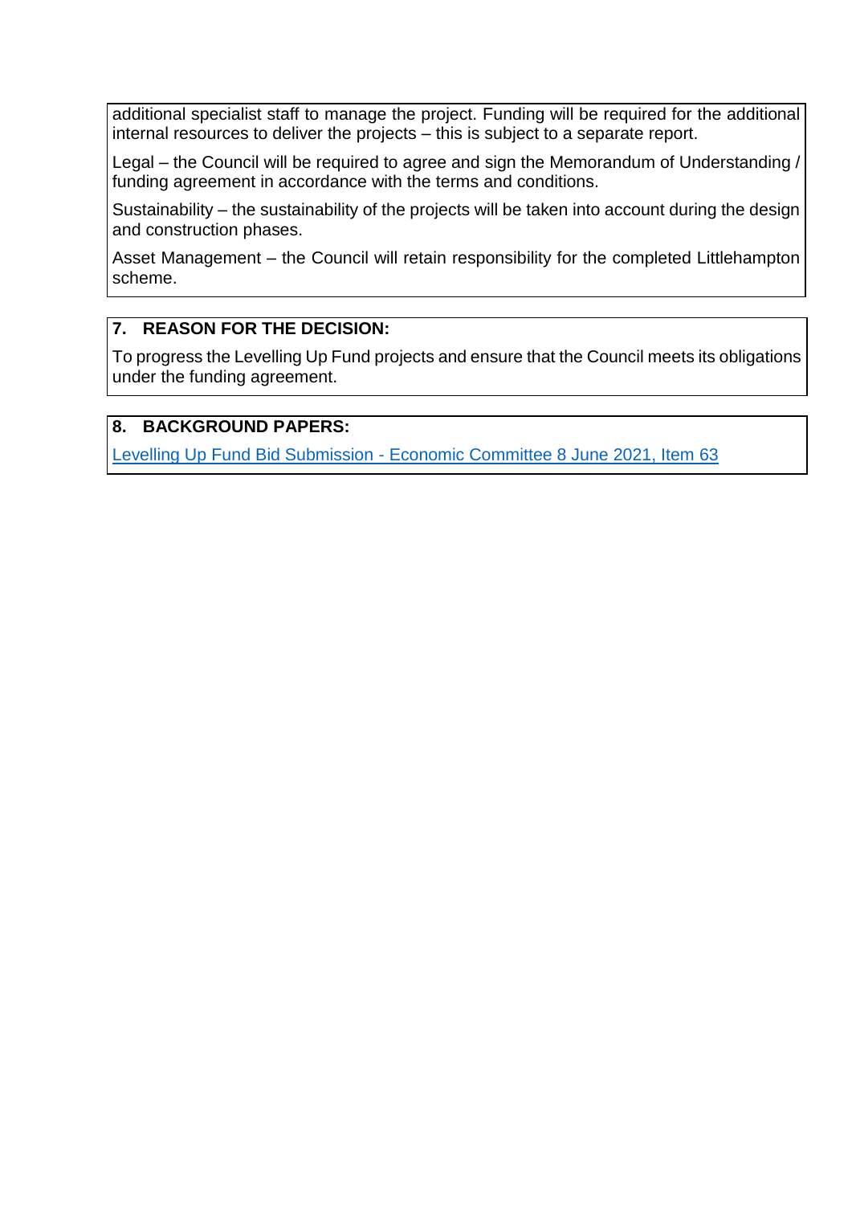additional specialist staff to manage the project. Funding will be required for the additional internal resources to deliver the projects – this is subject to a separate report.

Legal – the Council will be required to agree and sign the Memorandum of Understanding / funding agreement in accordance with the terms and conditions.

Sustainability – the sustainability of the projects will be taken into account during the design and construction phases.

Asset Management – the Council will retain responsibility for the completed Littlehampton scheme.

## 7. REASON FOR THE DECISION:

To progress the Levelling Up Fund projects and ensure that the Council meets its obligations under the funding agreement.

## 8. BACKGROUND PAPERS:

Levelling Up Fund Bid Submission - Economic Committee 8 June 2021, Item 63